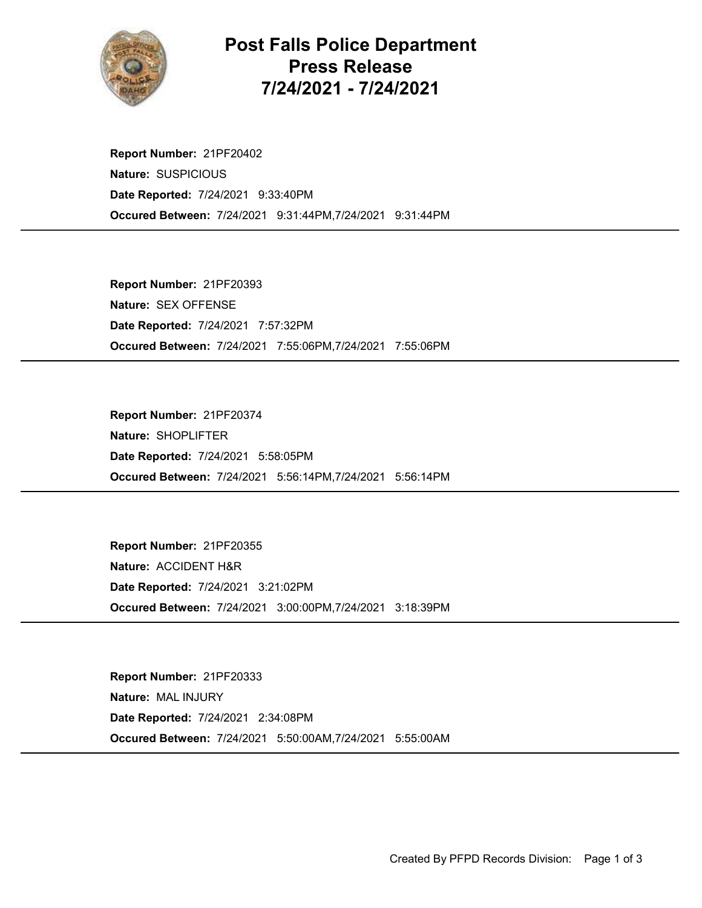# Post Falls Police Department
# Press Release
# 7/24/2021 - 7/24/2021

**Report Number:** 21PF20402
**Nature:** SUSPICIOUS
**Date Reported:** 7/24/2021 9:33:40PM
**Occured Between:** 7/24/2021 9:31:44PM,7/24/2021 9:31:44PM

---

**Report Number:** 21PF20393
**Nature:** SEX OFFENSE
**Date Reported:** 7/24/2021 7:57:32PM
**Occured Between:** 7/24/2021 7:55:06PM,7/24/2021 7:55:06PM

---

**Report Number:** 21PF20374
**Nature:** SHOPLIFTER
**Date Reported:** 7/24/2021 5:58:05PM
**Occured Between:** 7/24/2021 5:56:14PM,7/24/2021 5:56:14PM

---

**Report Number:** 21PF20355
**Nature:** ACCIDENT H&R
**Date Reported:** 7/24/2021 3:21:02PM
**Occured Between:** 7/24/2021 3:00:00PM,7/24/2021 3:18:39PM

---

**Report Number:** 21PF20333
**Nature:** MAL INJURY
**Date Reported:** 7/24/2021 2:34:08PM
**Occured Between:** 7/24/2021 5:50:00AM,7/24/2021 5:55:00AM

---

Created By PFPD Records Division: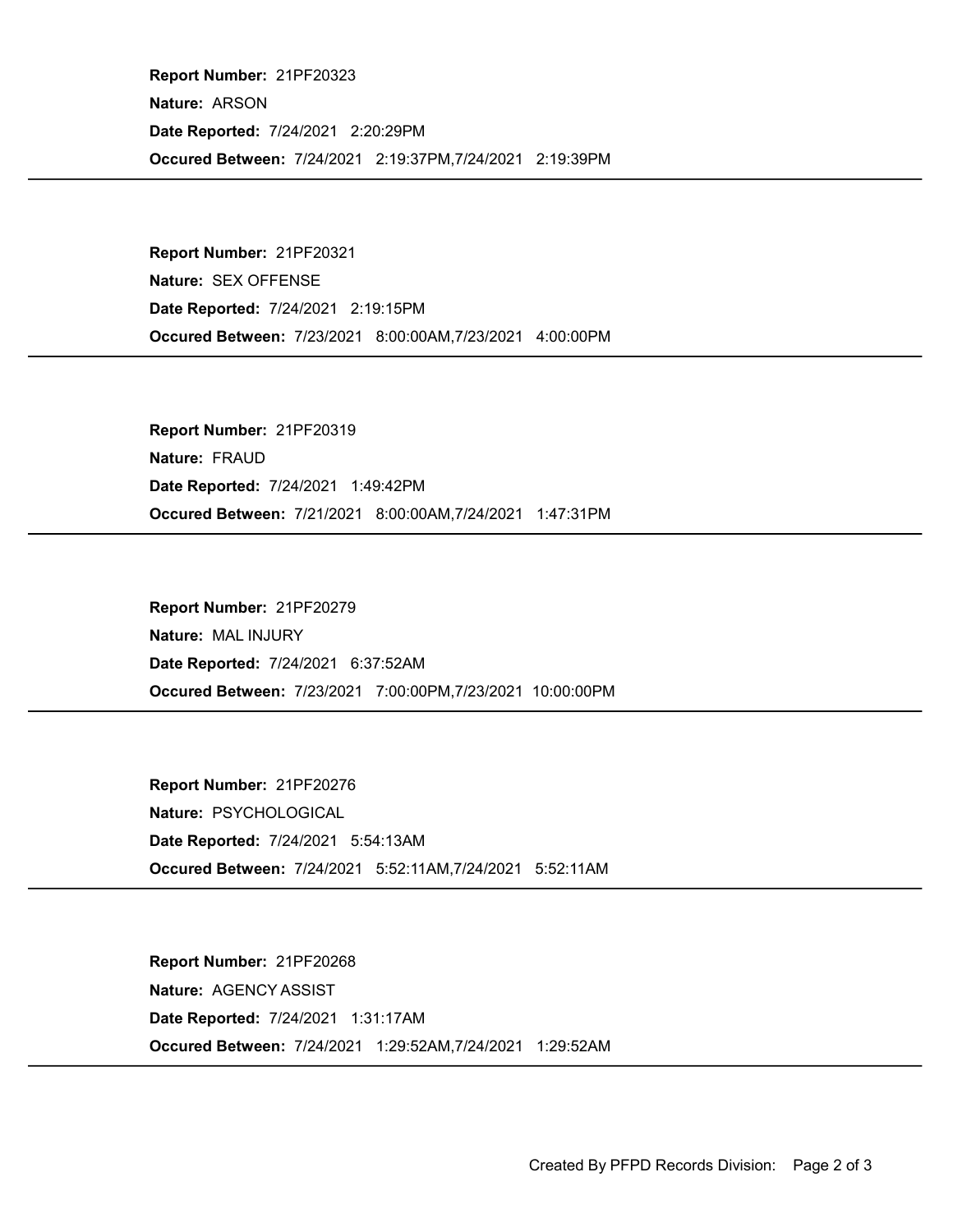**Report Number:** 21PF20323

**Nature:** ARSON

**Date Reported:** 7/24/2021 2:20:29PM

**Occured Between:** 7/24/2021 2:19:37PM,7/24/2021 2:19:39PM

---

**Report Number:** 21PF20321

**Nature:** SEX OFFENSE

**Date Reported:** 7/24/2021 2:19:15PM

**Occured Between:** 7/23/2021 8:00:00AM,7/23/2021 4:00:00PM

---

**Report Number:** 21PF20319

**Nature:** FRAUD

**Date Reported:** 7/24/2021 1:49:42PM

**Occured Between:** 7/21/2021 8:00:00AM,7/24/2021 1:47:31PM

---

**Report Number:** 21PF20279

**Nature:** MAL INJURY

**Date Reported:** 7/24/2021 6:37:52AM

**Occured Between:** 7/23/2021 7:00:00PM,7/23/2021 10:00:00PM

---

**Report Number:** 21PF20276

**Nature:** PSYCHOLOGICAL

**Date Reported:** 7/24/2021 5:54:13AM

**Occured Between:** 7/24/2021 5:52:11AM,7/24/2021 5:52:11AM

---

**Report Number:** 21PF20268

**Nature:** AGENCY ASSIST

**Date Reported:** 7/24/2021 1:31:17AM

**Occured Between:** 7/24/2021 1:29:52AM,7/24/2021 1:29:52AM

---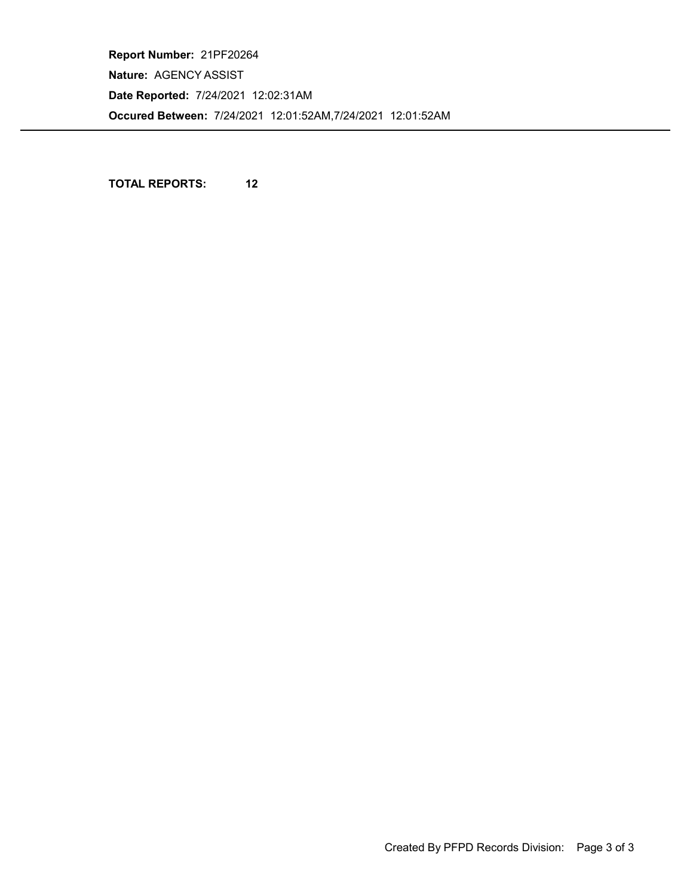**Report Number:** 21PF20264

**Nature:** AGENCY ASSIST

**Date Reported:** 7/24/2021 12:02:31AM

**Occured Between:** 7/24/2021 12:01:52AM,7/24/2021 12:01:52AM

---

**TOTAL REPORTS: 12**